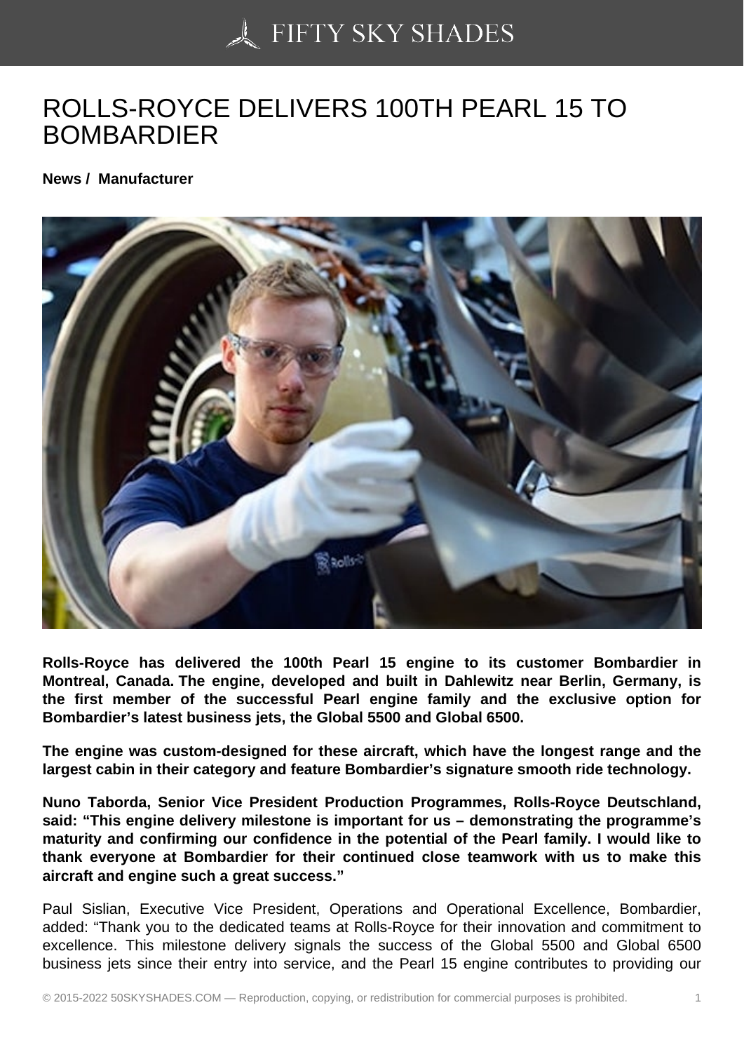# ROLLS-ROYCE DELIVERS 100TH PEARL 15 TO BOMBARDIER

**News / Manufacturer**

**Rolls-Royce has delivered the 100th Pearl 15 engine to its customer Bombardier in Montreal, Canada. The engine, developed and built in Dahlewitz near Berlin, Germany, is the first member of the successful Pearl engine family and the exclusive option for Bombardier's latest business jets, the Global 5500 and Global 6500.**

**The engine was custom-designed for these aircraft, which have the longest range and the largest cabin in their category and feature Bombardier's signature smooth ride technology.**

**Nuno Taborda, Senior Vice President Production Programmes, Rolls-Royce Deutschland, said: "This engine delivery milestone is important for us – demonstrating the programme's maturity and confirming our confidence in the potential of the Pearl family. I would like to thank everyone at Bombardier for their continued close teamwork with us to make this aircraft and engine such a great success."**

Paul Sislian, Executive Vice President, Operations and Operational Excellence, Bombardier, added: "Thank you to the dedicated teams at Rolls-Royce for their innovation and commitment to excellence. This milestone delivery signals the success of the Global 5500 and Global 6500 business jets since their entry into service, and the Pearl 15 engine contributes to providing our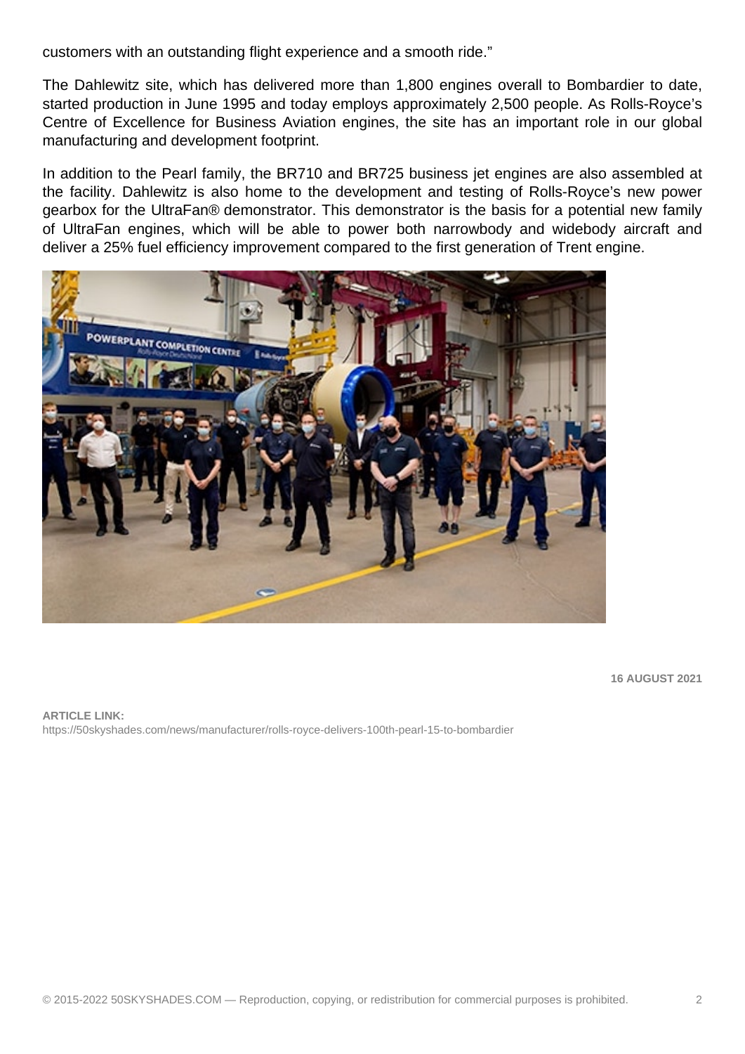customers with an outstanding flight experience and a smooth ride."

The Dahlewitz site, which has delivered more than 1,800 engines overall to Bombardier to date, started production in June 1995 and today employs approximately 2,500 people. As Rolls-Royce's Centre of Excellence for Business Aviation engines, the site has an important role in our global manufacturing and development footprint.

In addition to the Pearl family, the BR710 and BR725 business jet engines are also assembled at the facility. Dahlewitz is also home to the development and testing of Rolls-Royce's new power gearbox for the UltraFan® demonstrator. This demonstrator is the basis for a potential new family of UltraFan engines, which will be able to power both narrowbody and widebody aircraft and deliver a 25% fuel efficiency improvement compared to the first generation of Trent engine.

**16 AUGUST 2021**

**ARTICLE LINK:**
https://50skyshades.com/news/manufacturer/rolls-royce-delivers-100th-pearl-15-to-bombardier

© 2015-2022 50SKYSHADES.COM — Reproduction, copying, or redistribution for commercial purposes is prohibited.